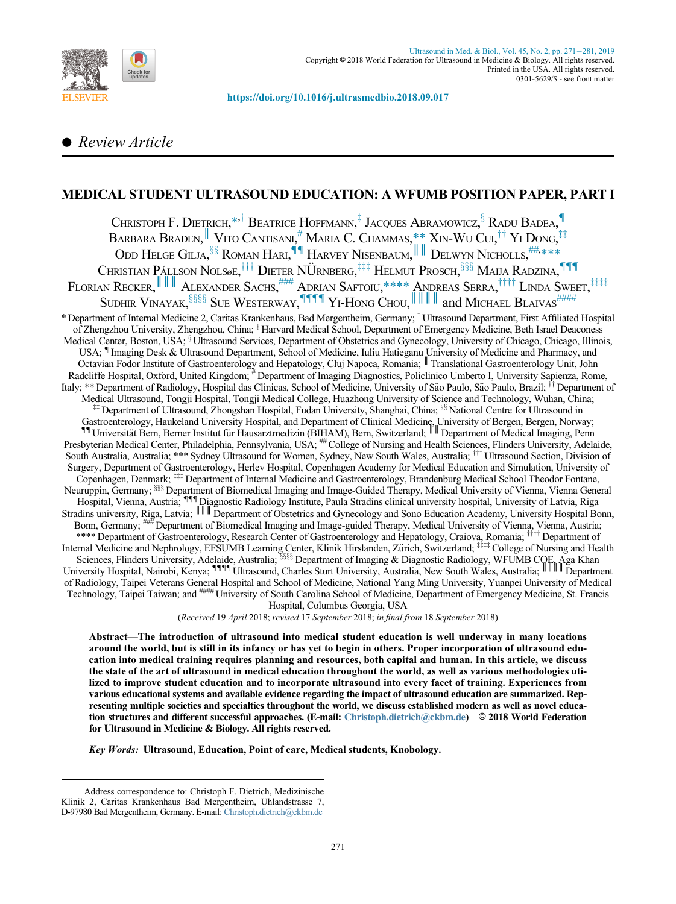https://doi.org/10.1016/j.ultrasmedbio.2018.09.017

● *Review Article*

# MEDICAL STUDENT ULTRASOUND EDUCATION: A WFUMB POSITION PAPER, PART I

Christoph F. Dietrich,[*,†] Beatrice Hoffmann,[‡] Jacques Abramowicz,[§] Radu Badea,[¶] Barbara Braden,[‖] Vito Cantisani,[#] Maria C. Chammas,[**] Xin-Wu Cui,[††] Yi Dong,[‡‡] Odd Helge Gilja,[§§] Roman Hari,[¶¶] Harvey Nisenbaum,[‖‖] Delwyn Nicholls,[##,***] Christian Pállson Nolsøe,[†††] Dieter Nürnberg,[‡‡‡] Helmut Prosch,[§§§] Maija Radzina,[¶¶¶] Florian Recker,[‖‖‖] Alexander Sachs,[###] Adrian Saftoiu,[****] Andreas Serra,[††††] Linda Sweet,[‡‡‡‡] Sudhir Vinayak,[§§§§] Sue Westerway,[¶¶¶¶] Yi-Hong Chou,[‖‖‖‖] and Michael Blaivas[####]

[*] Department of Internal Medicine 2, Caritas Krankenhaus, Bad Mergentheim, Germany; [†] Ultrasound Department, First Affiliated Hospital of Zhengzhou University, Zhengzhou, China; [‡] Harvard Medical School, Department of Emergency Medicine, Beth Israel Deaconess Medical Center, Boston, USA; [§] Ultrasound Services, Department of Obstetrics and Gynecology, University of Chicago, Chicago, Illinois, USA; [¶] Imaging Desk & Ultrasound Department, School of Medicine, Iuliu Hatieganu University of Medicine and Pharmacy, and Octavian Fodor Institute of Gastroenterology and Hepatology, Cluj Napoca, Romania; [‖] Translational Gastroenterology Unit, John Radcliffe Hospital, Oxford, United Kingdom; [#] Department of Imaging Diagnostics, Policlinico Umberto I, University Sapienza, Rome, Italy; ** Department of Radiology, Hospital das Clinicas, School of Medicine, University of São Paulo, São Paulo, Brazil; [††] Department of Medical Ultrasound, Tongji Hospital, Tongji Medical College, Huazhong University of Science and Technology, Wuhan, China; [‡‡] Department of Ultrasound, Zhongshan Hospital, Fudan University, Shanghai, China; [§§] National Centre for Ultrasound in Gastroenterology, Haukeland University Hospital, and Department of Clinical Medicine, University of Bergen, Bergen, Norway; [¶¶] Universität Bern, Berner Institut für Hausarztmedizin (BIHAM), Bern, Switzerland; [‖‖] Department of Medical Imaging, Penn Presbyterian Medical Center, Philadelphia, Pennsylvania, USA; [##] College of Nursing and Health Sciences, Flinders University, Adelaide, South Australia, Australia; *** Sydney Ultrasound for Women, Sydney, New South Wales, Australia; [†††] Ultrasound Section, Division of Surgery, Department of Gastroenterology, Herlev Hospital, Copenhagen Academy for Medical Education and Simulation, University of Copenhagen, Denmark; [‡‡‡] Department of Internal Medicine and Gastroenterology, Brandenburg Medical School Theodor Fontane, Neuruppin, Germany; [§§§] Department of Biomedical Imaging and Image-Guided Therapy, Medical University of Vienna, Vienna General Hospital, Vienna, Austria; [¶¶¶] Diagnostic Radiology Institute, Paula Stradins clinical university hospital, University of Latvia, Riga Stradins university, Riga, Latvia; [‖‖‖] Department of Obstetrics and Gynecology and Sono Education Academy, University Hospital Bonn, Bonn, Germany; [###] Department of Biomedical Imaging and Image-guided Therapy, Medical University of Vienna, Vienna, Austria; **** Department of Gastroenterology, Research Center of Gastroenterology and Hepatology, Craiova, Romania; [††††] Department of Internal Medicine and Nephrology, EFSUMB Learning Center, Klinik Hirslanden, Zürich, Switzerland; [‡‡‡‡] College of Nursing and Health Sciences, Flinders University, Adelaide, Australia; [§§§§] Department of Imaging & Diagnostic Radiology, WFUMB COE, Aga Khan University Hospital, Nairobi, Kenya; [¶¶¶¶] Ultrasound, Charles Sturt University, Australia, New South Wales, Australia; [‖‖‖‖] Department of Radiology, Taipei Veterans General Hospital and School of Medicine, National Yang Ming University, Yuanpei University of Medical Technology, Taipei Taiwan; and [####] University of South Carolina School of Medicine, Department of Emergency Medicine, St. Francis Hospital, Columbus Georgia, USA

(*Received* 19 *April* 2018; *revised* 17 *September* 2018; *in final from* 18 *September* 2018)

**Abstract—The introduction of ultrasound into medical student education is well underway in many locations around the world, but is still in its infancy or has yet to begin in others. Proper incorporation of ultrasound education into medical training requires planning and resources, both capital and human. In this article, we discuss the state of the art of ultrasound in medical education throughout the world, as well as various methodologies utilized to improve student education and to incorporate ultrasound into every facet of training. Experiences from various educational systems and available evidence regarding the impact of ultrasound education are summarized. Representing multiple societies and specialties throughout the world, we discuss established modern as well as novel education structures and different successful approaches. (E-mail: Christoph.dietrich@ckbm.de) © 2018 World Federation for Ultrasound in Medicine & Biology. All rights reserved.**

***Key Words:*** **Ultrasound, Education, Point of care, Medical students, Knobology.**

---

Address correspondence to: Christoph F. Dietrich, Medizinische Klinik 2, Caritas Krankenhaus Bad Mergentheim, Uhlandstrasse 7, D-97980 Bad Mergentheim, Germany. E-mail: Christoph.dietrich@ckbm.de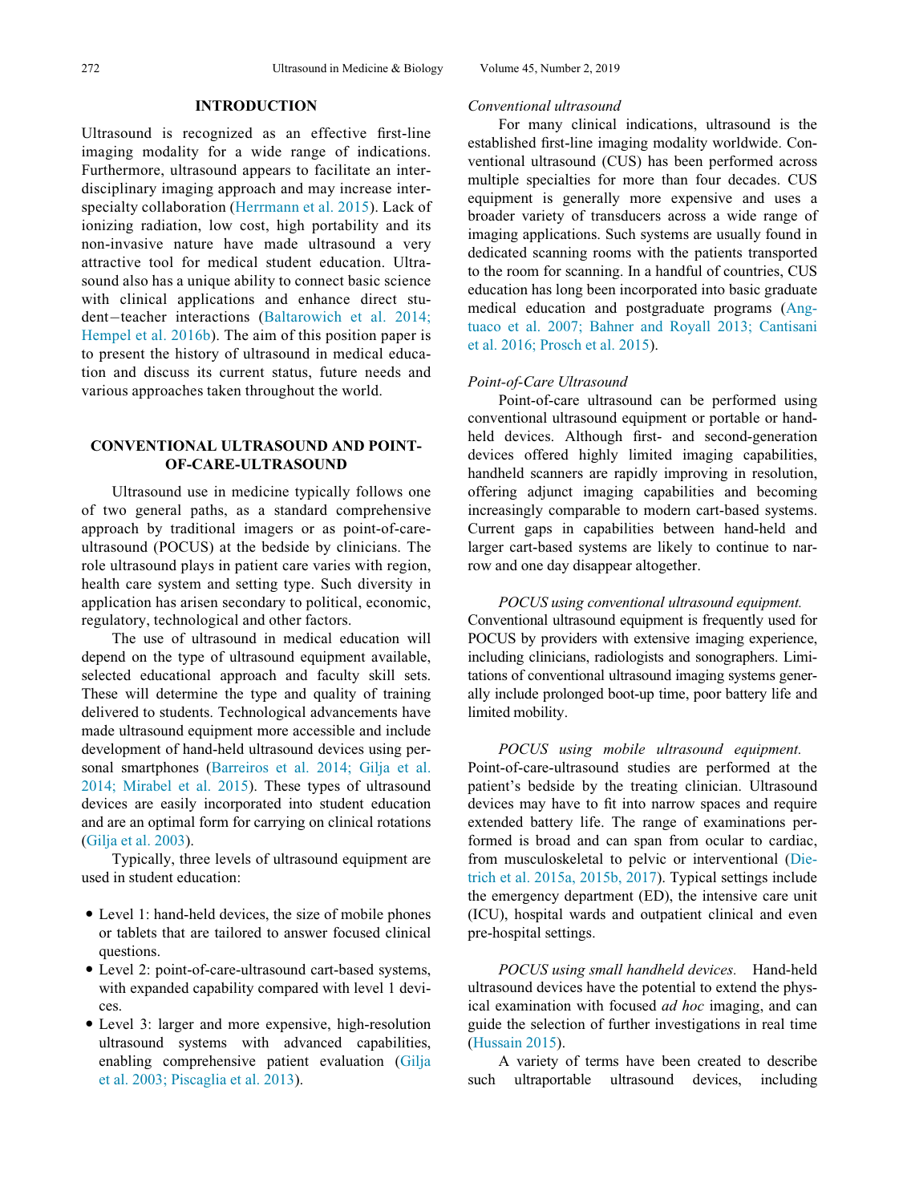## INTRODUCTION

Ultrasound is recognized as an effective first-line imaging modality for a wide range of indications. Furthermore, ultrasound appears to facilitate an interdisciplinary imaging approach and may increase interspecialty collaboration (Herrmann et al. 2015). Lack of ionizing radiation, low cost, high portability and its non-invasive nature have made ultrasound a very attractive tool for medical student education. Ultrasound also has a unique ability to connect basic science with clinical applications and enhance direct student−teacher interactions (Baltarowich et al. 2014; Hempel et al. 2016b). The aim of this position paper is to present the history of ultrasound in medical education and discuss its current status, future needs and various approaches taken throughout the world.

## CONVENTIONAL ULTRASOUND AND POINT-OF-CARE-ULTRASOUND

Ultrasound use in medicine typically follows one of two general paths, as a standard comprehensive approach by traditional imagers or as point-of-care-ultrasound (POCUS) at the bedside by clinicians. The role ultrasound plays in patient care varies with region, health care system and setting type. Such diversity in application has arisen secondary to political, economic, regulatory, technological and other factors.

The use of ultrasound in medical education will depend on the type of ultrasound equipment available, selected educational approach and faculty skill sets. These will determine the type and quality of training delivered to students. Technological advancements have made ultrasound equipment more accessible and include development of hand-held ultrasound devices using personal smartphones (Barreiros et al. 2014; Gilja et al. 2014; Mirabel et al. 2015). These types of ultrasound devices are easily incorporated into student education and are an optimal form for carrying on clinical rotations (Gilja et al. 2003).

Typically, three levels of ultrasound equipment are used in student education:

- Level 1: hand-held devices, the size of mobile phones or tablets that are tailored to answer focused clinical questions.
- Level 2: point-of-care-ultrasound cart-based systems, with expanded capability compared with level 1 devices.
- Level 3: larger and more expensive, high-resolution ultrasound systems with advanced capabilities, enabling comprehensive patient evaluation (Gilja et al. 2003; Piscaglia et al. 2013).

### *Conventional ultrasound*

For many clinical indications, ultrasound is the established first-line imaging modality worldwide. Conventional ultrasound (CUS) has been performed across multiple specialties for more than four decades. CUS equipment is generally more expensive and uses a broader variety of transducers across a wide range of imaging applications. Such systems are usually found in dedicated scanning rooms with the patients transported to the room for scanning. In a handful of countries, CUS education has long been incorporated into basic graduate medical education and postgraduate programs (Angtuaco et al. 2007; Bahner and Royall 2013; Cantisani et al. 2016; Prosch et al. 2015).

### *Point-of-Care Ultrasound*

Point-of-care ultrasound can be performed using conventional ultrasound equipment or portable or handheld devices. Although first- and second-generation devices offered highly limited imaging capabilities, handheld scanners are rapidly improving in resolution, offering adjunct imaging capabilities and becoming increasingly comparable to modern cart-based systems. Current gaps in capabilities between hand-held and larger cart-based systems are likely to continue to narrow and one day disappear altogether.

*POCUS using conventional ultrasound equipment.* Conventional ultrasound equipment is frequently used for POCUS by providers with extensive imaging experience, including clinicians, radiologists and sonographers. Limitations of conventional ultrasound imaging systems generally include prolonged boot-up time, poor battery life and limited mobility.

*POCUS using mobile ultrasound equipment.* Point-of-care-ultrasound studies are performed at the patient's bedside by the treating clinician. Ultrasound devices may have to fit into narrow spaces and require extended battery life. The range of examinations performed is broad and can span from ocular to cardiac, from musculoskeletal to pelvic or interventional (Dietrich et al. 2015a, 2015b, 2017). Typical settings include the emergency department (ED), the intensive care unit (ICU), hospital wards and outpatient clinical and even pre-hospital settings.

*POCUS using small handheld devices.* Hand-held ultrasound devices have the potential to extend the physical examination with focused *ad hoc* imaging, and can guide the selection of further investigations in real time (Hussain 2015).

A variety of terms have been created to describe such ultraportable ultrasound devices, including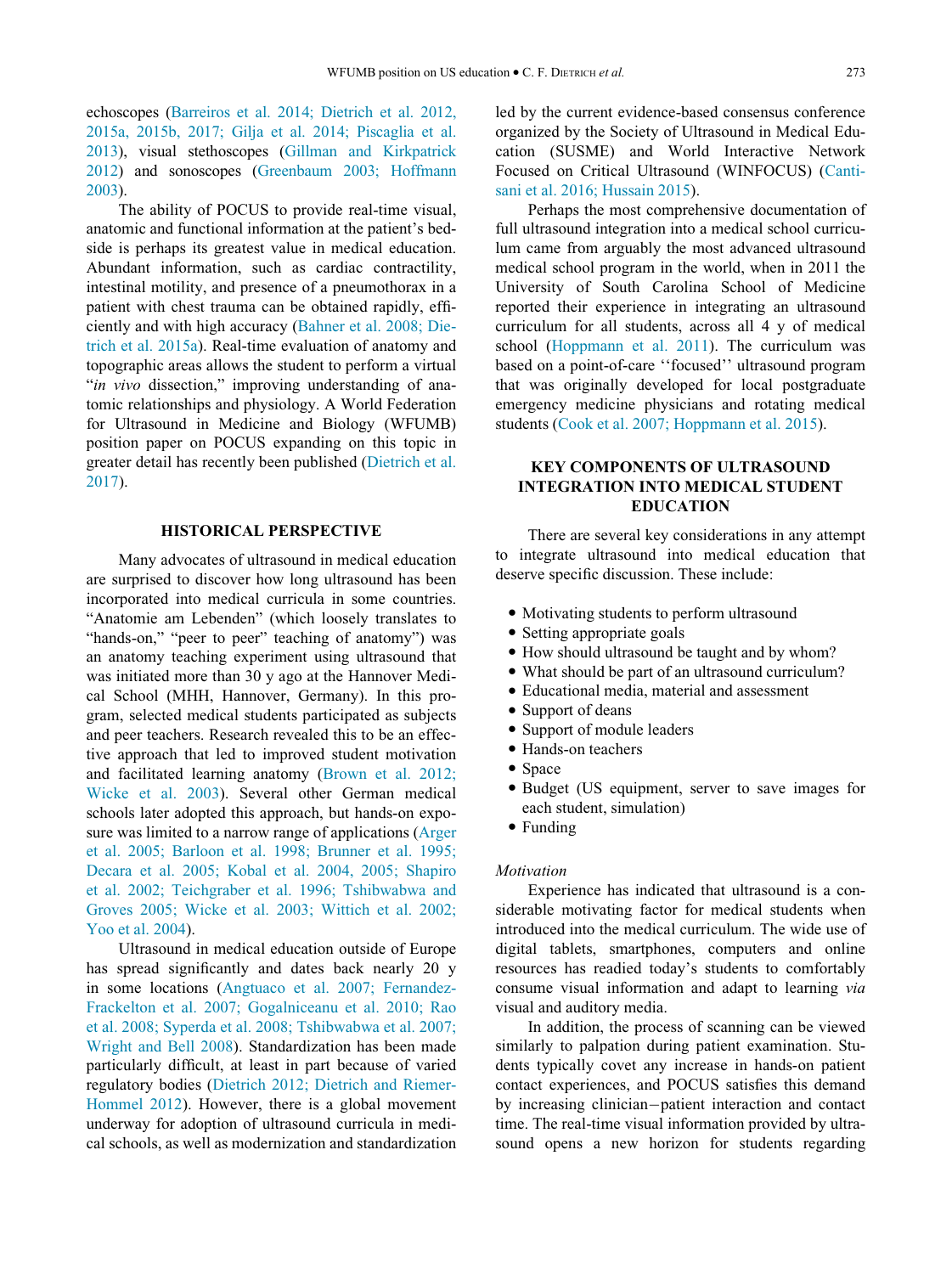echoscopes (Barreiros et al. 2014; Dietrich et al. 2012, 2015a, 2015b, 2017; Gilja et al. 2014; Piscaglia et al. 2013), visual stethoscopes (Gillman and Kirkpatrick 2012) and sonoscopes (Greenbaum 2003; Hoffmann 2003).

The ability of POCUS to provide real-time visual, anatomic and functional information at the patient's bedside is perhaps its greatest value in medical education. Abundant information, such as cardiac contractility, intestinal motility, and presence of a pneumothorax in a patient with chest trauma can be obtained rapidly, efficiently and with high accuracy (Bahner et al. 2008; Dietrich et al. 2015a). Real-time evaluation of anatomy and topographic areas allows the student to perform a virtual "*in vivo* dissection," improving understanding of anatomic relationships and physiology. A World Federation for Ultrasound in Medicine and Biology (WFUMB) position paper on POCUS expanding on this topic in greater detail has recently been published (Dietrich et al. 2017).

## HISTORICAL PERSPECTIVE

Many advocates of ultrasound in medical education are surprised to discover how long ultrasound has been incorporated into medical curricula in some countries. "Anatomie am Lebenden" (which loosely translates to "hands-on," "peer to peer" teaching of anatomy") was an anatomy teaching experiment using ultrasound that was initiated more than 30 y ago at the Hannover Medical School (MHH, Hannover, Germany). In this program, selected medical students participated as subjects and peer teachers. Research revealed this to be an effective approach that led to improved student motivation and facilitated learning anatomy (Brown et al. 2012; Wicke et al. 2003). Several other German medical schools later adopted this approach, but hands-on exposure was limited to a narrow range of applications (Arger et al. 2005; Barloon et al. 1998; Brunner et al. 1995; Decara et al. 2005; Kobal et al. 2004, 2005; Shapiro et al. 2002; Teichgraber et al. 1996; Tshibwabwa and Groves 2005; Wicke et al. 2003; Wittich et al. 2002; Yoo et al. 2004).

Ultrasound in medical education outside of Europe has spread significantly and dates back nearly 20 y in some locations (Angtuaco et al. 2007; Fernandez-Frackelton et al. 2007; Gogalniceanu et al. 2010; Rao et al. 2008; Syperda et al. 2008; Tshibwabwa et al. 2007; Wright and Bell 2008). Standardization has been made particularly difficult, at least in part because of varied regulatory bodies (Dietrich 2012; Dietrich and Riemer-Hommel 2012). However, there is a global movement underway for adoption of ultrasound curricula in medical schools, as well as modernization and standardization led by the current evidence-based consensus conference organized by the Society of Ultrasound in Medical Education (SUSME) and World Interactive Network Focused on Critical Ultrasound (WINFOCUS) (Cantisani et al. 2016; Hussain 2015).

Perhaps the most comprehensive documentation of full ultrasound integration into a medical school curriculum came from arguably the most advanced ultrasound medical school program in the world, when in 2011 the University of South Carolina School of Medicine reported their experience in integrating an ultrasound curriculum for all students, across all 4 y of medical school (Hoppmann et al. 2011). The curriculum was based on a point-of-care ''focused'' ultrasound program that was originally developed for local postgraduate emergency medicine physicians and rotating medical students (Cook et al. 2007; Hoppmann et al. 2015).

## KEY COMPONENTS OF ULTRASOUND INTEGRATION INTO MEDICAL STUDENT EDUCATION

There are several key considerations in any attempt to integrate ultrasound into medical education that deserve specific discussion. These include:

- Motivating students to perform ultrasound
- Setting appropriate goals
- How should ultrasound be taught and by whom?
- What should be part of an ultrasound curriculum?
- Educational media, material and assessment
- Support of deans
- Support of module leaders
- Hands-on teachers
- Space
- Budget (US equipment, server to save images for each student, simulation)
- Funding

### Motivation

Experience has indicated that ultrasound is a considerable motivating factor for medical students when introduced into the medical curriculum. The wide use of digital tablets, smartphones, computers and online resources has readied today's students to comfortably consume visual information and adapt to learning *via* visual and auditory media.

In addition, the process of scanning can be viewed similarly to palpation during patient examination. Students typically covet any increase in hands-on patient contact experiences, and POCUS satisfies this demand by increasing clinician–patient interaction and contact time. The real-time visual information provided by ultrasound opens a new horizon for students regarding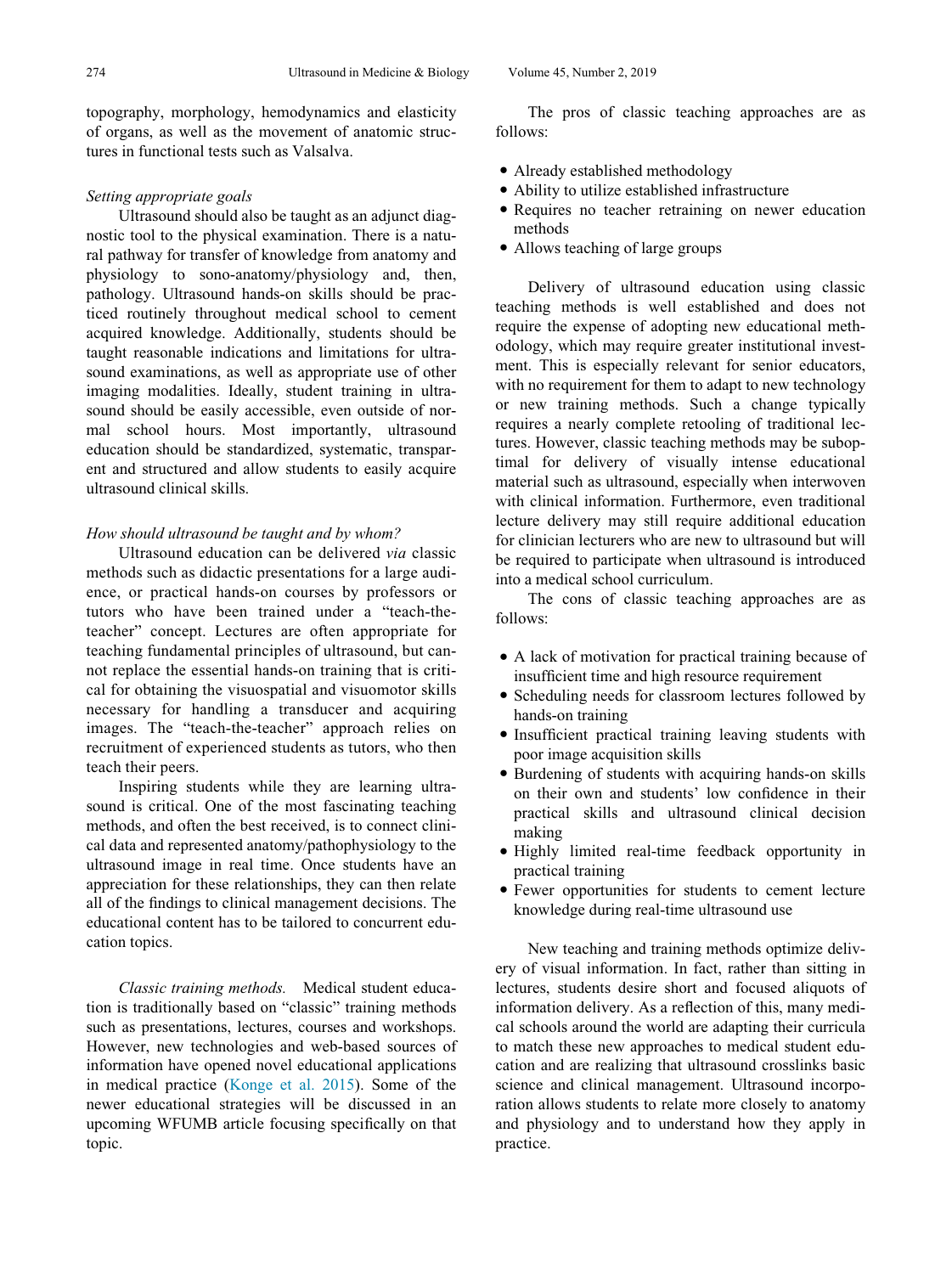topography, morphology, hemodynamics and elasticity of organs, as well as the movement of anatomic structures in functional tests such as Valsalva.

*Setting appropriate goals*

Ultrasound should also be taught as an adjunct diagnostic tool to the physical examination. There is a natural pathway for transfer of knowledge from anatomy and physiology to sono-anatomy/physiology and, then, pathology. Ultrasound hands-on skills should be practiced routinely throughout medical school to cement acquired knowledge. Additionally, students should be taught reasonable indications and limitations for ultrasound examinations, as well as appropriate use of other imaging modalities. Ideally, student training in ultrasound should be easily accessible, even outside of normal school hours. Most importantly, ultrasound education should be standardized, systematic, transparent and structured and allow students to easily acquire ultrasound clinical skills.

*How should ultrasound be taught and by whom?*

Ultrasound education can be delivered *via* classic methods such as didactic presentations for a large audience, or practical hands-on courses by professors or tutors who have been trained under a "teach-the-teacher" concept. Lectures are often appropriate for teaching fundamental principles of ultrasound, but cannot replace the essential hands-on training that is critical for obtaining the visuospatial and visuomotor skills necessary for handling a transducer and acquiring images. The "teach-the-teacher" approach relies on recruitment of experienced students as tutors, who then teach their peers.

Inspiring students while they are learning ultrasound is critical. One of the most fascinating teaching methods, and often the best received, is to connect clinical data and represented anatomy/pathophysiology to the ultrasound image in real time. Once students have an appreciation for these relationships, they can then relate all of the findings to clinical management decisions. The educational content has to be tailored to concurrent education topics.

*Classic training methods.* Medical student education is traditionally based on "classic" training methods such as presentations, lectures, courses and workshops. However, new technologies and web-based sources of information have opened novel educational applications in medical practice (Konge et al. 2015). Some of the newer educational strategies will be discussed in an upcoming WFUMB article focusing specifically on that topic.

The pros of classic teaching approaches are as follows:

- Already established methodology
- Ability to utilize established infrastructure
- Requires no teacher retraining on newer education methods
- Allows teaching of large groups

Delivery of ultrasound education using classic teaching methods is well established and does not require the expense of adopting new educational methodology, which may require greater institutional investment. This is especially relevant for senior educators, with no requirement for them to adapt to new technology or new training methods. Such a change typically requires a nearly complete retooling of traditional lectures. However, classic teaching methods may be suboptimal for delivery of visually intense educational material such as ultrasound, especially when interwoven with clinical information. Furthermore, even traditional lecture delivery may still require additional education for clinician lecturers who are new to ultrasound but will be required to participate when ultrasound is introduced into a medical school curriculum.

The cons of classic teaching approaches are as follows:

- A lack of motivation for practical training because of insufficient time and high resource requirement
- Scheduling needs for classroom lectures followed by hands-on training
- Insufficient practical training leaving students with poor image acquisition skills
- Burdening of students with acquiring hands-on skills on their own and students' low confidence in their practical skills and ultrasound clinical decision making
- Highly limited real-time feedback opportunity in practical training
- Fewer opportunities for students to cement lecture knowledge during real-time ultrasound use

New teaching and training methods optimize delivery of visual information. In fact, rather than sitting in lectures, students desire short and focused aliquots of information delivery. As a reflection of this, many medical schools around the world are adapting their curricula to match these new approaches to medical student education and are realizing that ultrasound crosslinks basic science and clinical management. Ultrasound incorporation allows students to relate more closely to anatomy and physiology and to understand how they apply in practice.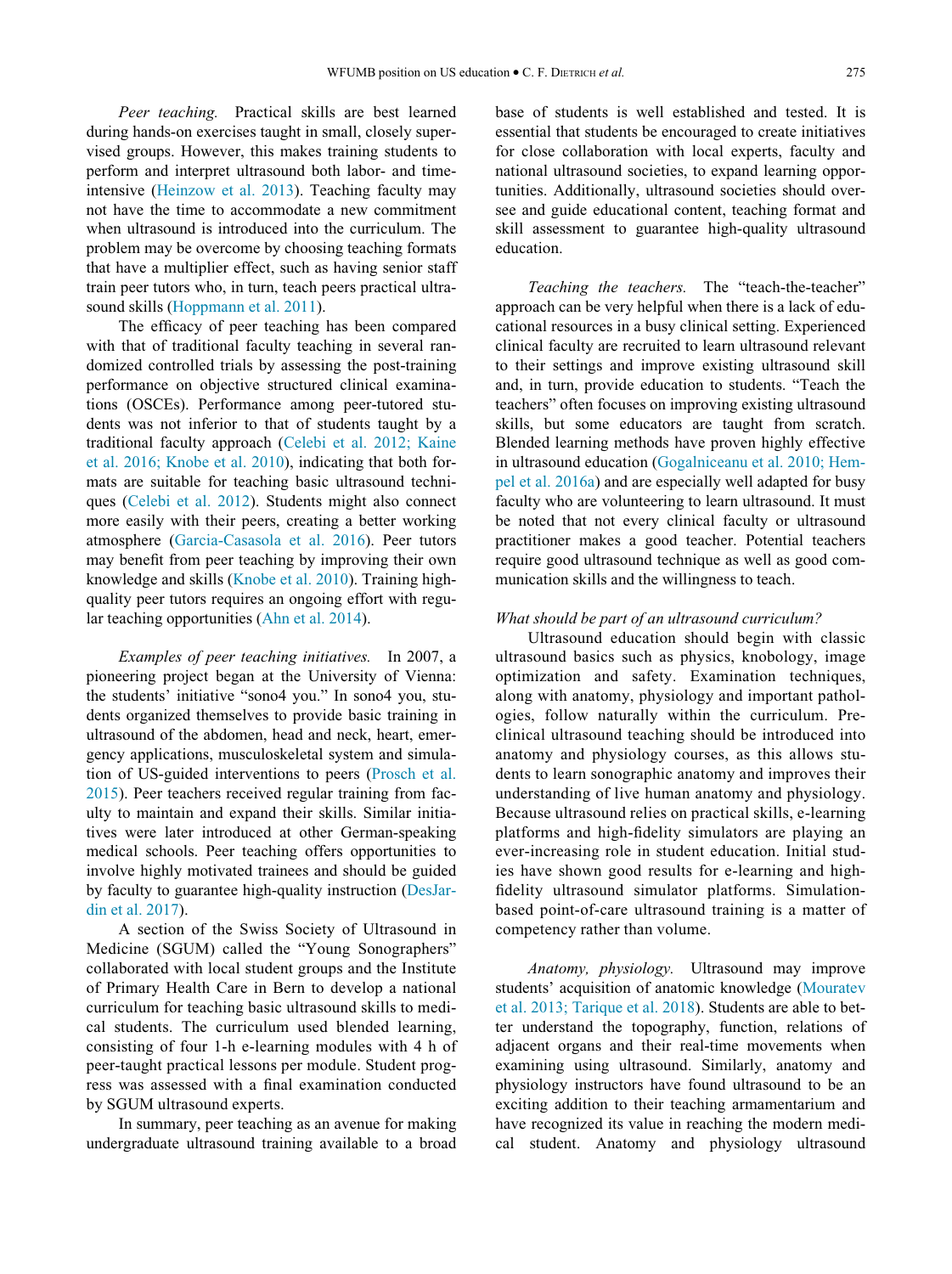*Peer teaching.* Practical skills are best learned during hands-on exercises taught in small, closely supervised groups. However, this makes training students to perform and interpret ultrasound both labor- and time-intensive (Heinzow et al. 2013). Teaching faculty may not have the time to accommodate a new commitment when ultrasound is introduced into the curriculum. The problem may be overcome by choosing teaching formats that have a multiplier effect, such as having senior staff train peer tutors who, in turn, teach peers practical ultrasound skills (Hoppmann et al. 2011).

The efficacy of peer teaching has been compared with that of traditional faculty teaching in several randomized controlled trials by assessing the post-training performance on objective structured clinical examinations (OSCEs). Performance among peer-tutored students was not inferior to that of students taught by a traditional faculty approach (Celebi et al. 2012; Kaine et al. 2016; Knobe et al. 2010), indicating that both formats are suitable for teaching basic ultrasound techniques (Celebi et al. 2012). Students might also connect more easily with their peers, creating a better working atmosphere (Garcia-Casasola et al. 2016). Peer tutors may benefit from peer teaching by improving their own knowledge and skills (Knobe et al. 2010). Training high-quality peer tutors requires an ongoing effort with regular teaching opportunities (Ahn et al. 2014).

*Examples of peer teaching initiatives.* In 2007, a pioneering project began at the University of Vienna: the students' initiative "sono4 you." In sono4 you, students organized themselves to provide basic training in ultrasound of the abdomen, head and neck, heart, emergency applications, musculoskeletal system and simulation of US-guided interventions to peers (Prosch et al. 2015). Peer teachers received regular training from faculty to maintain and expand their skills. Similar initiatives were later introduced at other German-speaking medical schools. Peer teaching offers opportunities to involve highly motivated trainees and should be guided by faculty to guarantee high-quality instruction (DesJardin et al. 2017).

A section of the Swiss Society of Ultrasound in Medicine (SGUM) called the "Young Sonographers" collaborated with local student groups and the Institute of Primary Health Care in Bern to develop a national curriculum for teaching basic ultrasound skills to medical students. The curriculum used blended learning, consisting of four 1-h e-learning modules with 4 h of peer-taught practical lessons per module. Student progress was assessed with a final examination conducted by SGUM ultrasound experts.

In summary, peer teaching as an avenue for making undergraduate ultrasound training available to a broad base of students is well established and tested. It is essential that students be encouraged to create initiatives for close collaboration with local experts, faculty and national ultrasound societies, to expand learning opportunities. Additionally, ultrasound societies should oversee and guide educational content, teaching format and skill assessment to guarantee high-quality ultrasound education.

*Teaching the teachers.* The "teach-the-teacher" approach can be very helpful when there is a lack of educational resources in a busy clinical setting. Experienced clinical faculty are recruited to learn ultrasound relevant to their settings and improve existing ultrasound skill and, in turn, provide education to students. "Teach the teachers" often focuses on improving existing ultrasound skills, but some educators are taught from scratch. Blended learning methods have proven highly effective in ultrasound education (Gogalniceanu et al. 2010; Hempel et al. 2016a) and are especially well adapted for busy faculty who are volunteering to learn ultrasound. It must be noted that not every clinical faculty or ultrasound practitioner makes a good teacher. Potential teachers require good ultrasound technique as well as good communication skills and the willingness to teach.

*What should be part of an ultrasound curriculum?*

Ultrasound education should begin with classic ultrasound basics such as physics, knobology, image optimization and safety. Examination techniques, along with anatomy, physiology and important pathologies, follow naturally within the curriculum. Preclinical ultrasound teaching should be introduced into anatomy and physiology courses, as this allows students to learn sonographic anatomy and improves their understanding of live human anatomy and physiology. Because ultrasound relies on practical skills, e-learning platforms and high-fidelity simulators are playing an ever-increasing role in student education. Initial studies have shown good results for e-learning and high-fidelity ultrasound simulator platforms. Simulation-based point-of-care ultrasound training is a matter of competency rather than volume.

*Anatomy, physiology.* Ultrasound may improve students' acquisition of anatomic knowledge (Mouratev et al. 2013; Tarique et al. 2018). Students are able to better understand the topography, function, relations of adjacent organs and their real-time movements when examining using ultrasound. Similarly, anatomy and physiology instructors have found ultrasound to be an exciting addition to their teaching armamentarium and have recognized its value in reaching the modern medical student. Anatomy and physiology ultrasound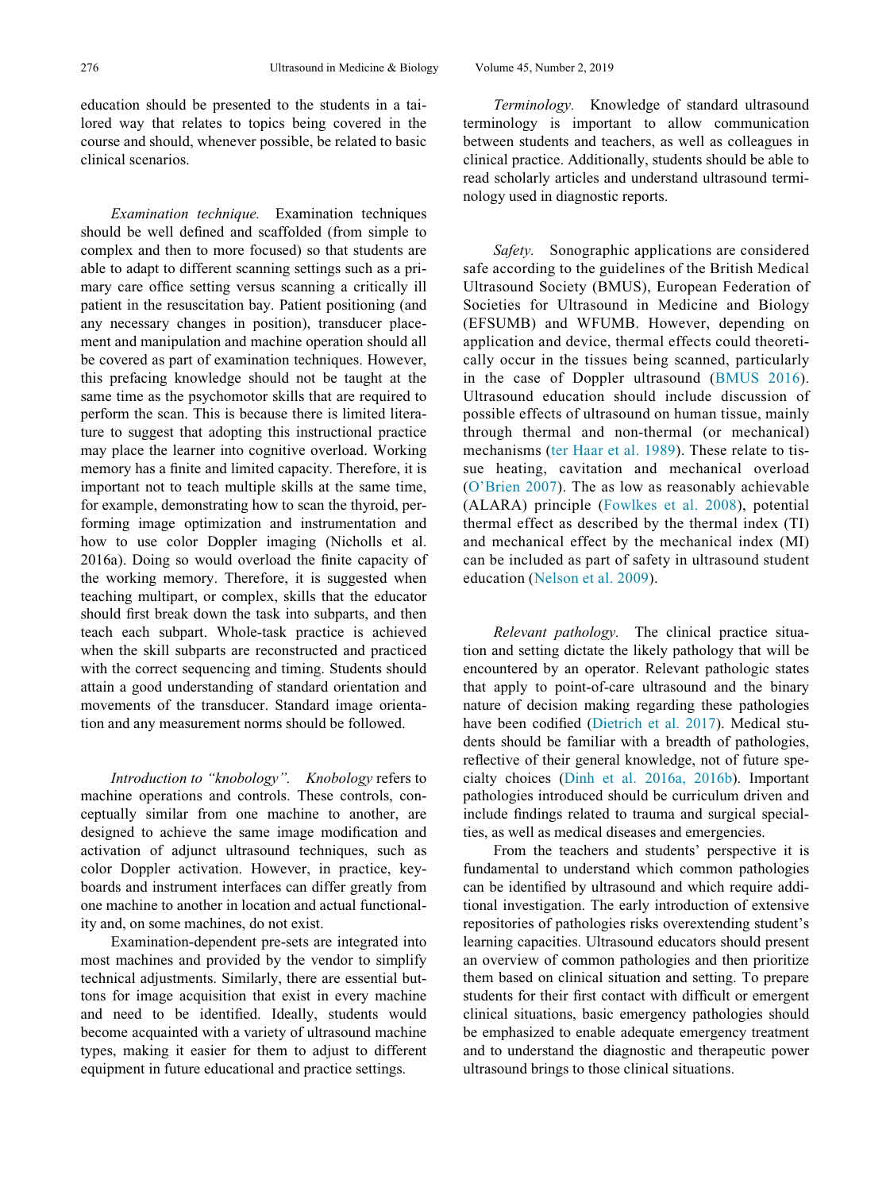education should be presented to the students in a tailored way that relates to topics being covered in the course and should, whenever possible, be related to basic clinical scenarios.

*Examination technique.* Examination techniques should be well defined and scaffolded (from simple to complex and then to more focused) so that students are able to adapt to different scanning settings such as a primary care office setting versus scanning a critically ill patient in the resuscitation bay. Patient positioning (and any necessary changes in position), transducer placement and manipulation and machine operation should all be covered as part of examination techniques. However, this prefacing knowledge should not be taught at the same time as the psychomotor skills that are required to perform the scan. This is because there is limited literature to suggest that adopting this instructional practice may place the learner into cognitive overload. Working memory has a finite and limited capacity. Therefore, it is important not to teach multiple skills at the same time, for example, demonstrating how to scan the thyroid, performing image optimization and instrumentation and how to use color Doppler imaging (Nicholls et al. 2016a). Doing so would overload the finite capacity of the working memory. Therefore, it is suggested when teaching multipart, or complex, skills that the educator should first break down the task into subparts, and then teach each subpart. Whole-task practice is achieved when the skill subparts are reconstructed and practiced with the correct sequencing and timing. Students should attain a good understanding of standard orientation and movements of the transducer. Standard image orientation and any measurement norms should be followed.

*Introduction to "knobology".* *Knobology* refers to machine operations and controls. These controls, conceptually similar from one machine to another, are designed to achieve the same image modification and activation of adjunct ultrasound techniques, such as color Doppler activation. However, in practice, keyboards and instrument interfaces can differ greatly from one machine to another in location and actual functionality and, on some machines, do not exist.

Examination-dependent pre-sets are integrated into most machines and provided by the vendor to simplify technical adjustments. Similarly, there are essential buttons for image acquisition that exist in every machine and need to be identified. Ideally, students would become acquainted with a variety of ultrasound machine types, making it easier for them to adjust to different equipment in future educational and practice settings.

*Terminology.* Knowledge of standard ultrasound terminology is important to allow communication between students and teachers, as well as colleagues in clinical practice. Additionally, students should be able to read scholarly articles and understand ultrasound terminology used in diagnostic reports.

*Safety.* Sonographic applications are considered safe according to the guidelines of the British Medical Ultrasound Society (BMUS), European Federation of Societies for Ultrasound in Medicine and Biology (EFSUMB) and WFUMB. However, depending on application and device, thermal effects could theoretically occur in the tissues being scanned, particularly in the case of Doppler ultrasound (BMUS 2016). Ultrasound education should include discussion of possible effects of ultrasound on human tissue, mainly through thermal and non-thermal (or mechanical) mechanisms (ter Haar et al. 1989). These relate to tissue heating, cavitation and mechanical overload (O'Brien 2007). The as low as reasonably achievable (ALARA) principle (Fowlkes et al. 2008), potential thermal effect as described by the thermal index (TI) and mechanical effect by the mechanical index (MI) can be included as part of safety in ultrasound student education (Nelson et al. 2009).

*Relevant pathology.* The clinical practice situation and setting dictate the likely pathology that will be encountered by an operator. Relevant pathologic states that apply to point-of-care ultrasound and the binary nature of decision making regarding these pathologies have been codified (Dietrich et al. 2017). Medical students should be familiar with a breadth of pathologies, reflective of their general knowledge, not of future specialty choices (Dinh et al. 2016a, 2016b). Important pathologies introduced should be curriculum driven and include findings related to trauma and surgical specialties, as well as medical diseases and emergencies.

From the teachers and students' perspective it is fundamental to understand which common pathologies can be identified by ultrasound and which require additional investigation. The early introduction of extensive repositories of pathologies risks overextending student's learning capacities. Ultrasound educators should present an overview of common pathologies and then prioritize them based on clinical situation and setting. To prepare students for their first contact with difficult or emergent clinical situations, basic emergency pathologies should be emphasized to enable adequate emergency treatment and to understand the diagnostic and therapeutic power ultrasound brings to those clinical situations.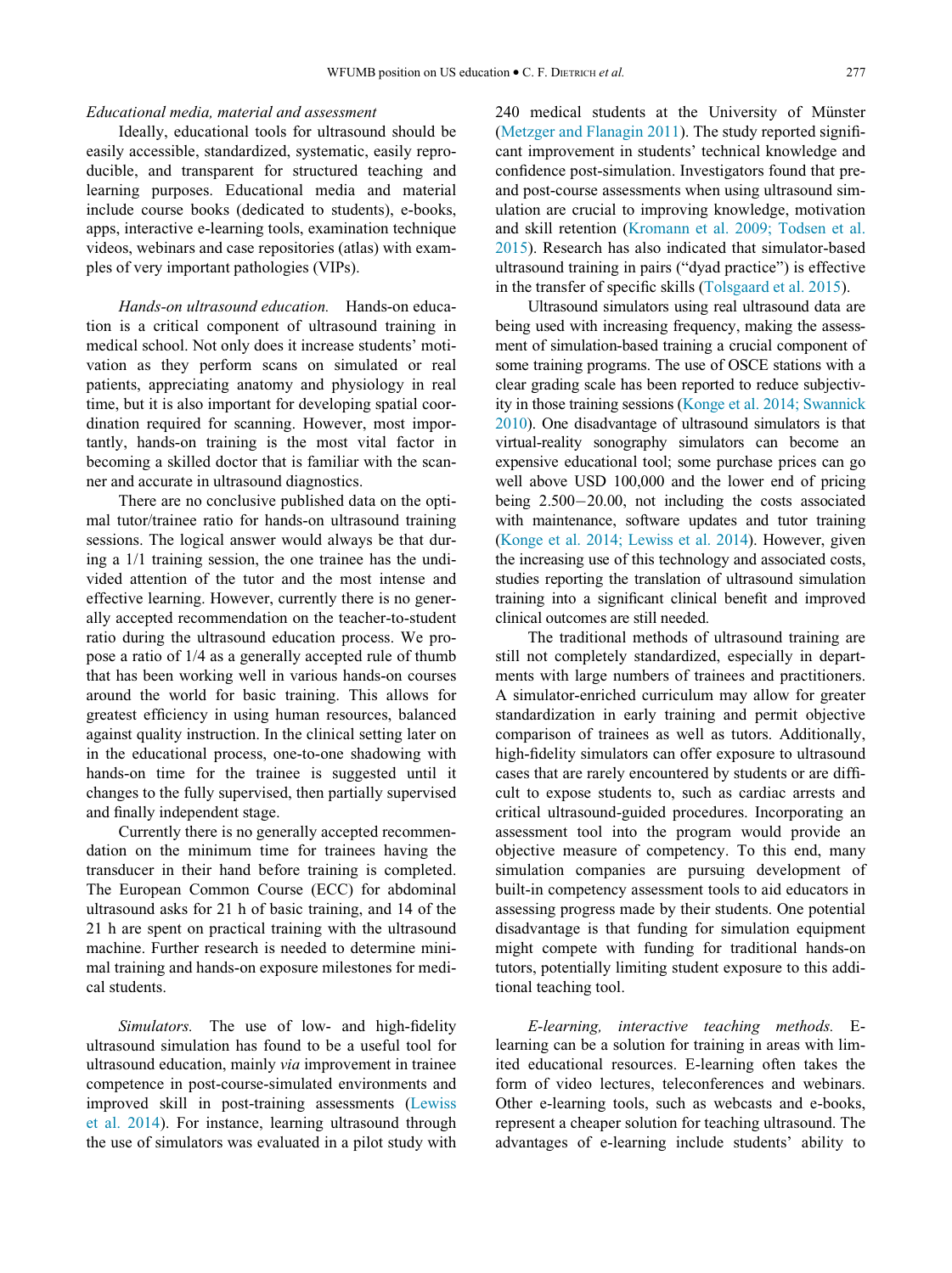*Educational media, material and assessment*

Ideally, educational tools for ultrasound should be easily accessible, standardized, systematic, easily reproducible, and transparent for structured teaching and learning purposes. Educational media and material include course books (dedicated to students), e-books, apps, interactive e-learning tools, examination technique videos, webinars and case repositories (atlas) with examples of very important pathologies (VIPs).

*Hands-on ultrasound education.* Hands-on education is a critical component of ultrasound training in medical school. Not only does it increase students' motivation as they perform scans on simulated or real patients, appreciating anatomy and physiology in real time, but it is also important for developing spatial coordination required for scanning. However, most importantly, hands-on training is the most vital factor in becoming a skilled doctor that is familiar with the scanner and accurate in ultrasound diagnostics.

There are no conclusive published data on the optimal tutor/trainee ratio for hands-on ultrasound training sessions. The logical answer would always be that during a 1/1 training session, the one trainee has the undivided attention of the tutor and the most intense and effective learning. However, currently there is no generally accepted recommendation on the teacher-to-student ratio during the ultrasound education process. We propose a ratio of 1/4 as a generally accepted rule of thumb that has been working well in various hands-on courses around the world for basic training. This allows for greatest efficiency in using human resources, balanced against quality instruction. In the clinical setting later on in the educational process, one-to-one shadowing with hands-on time for the trainee is suggested until it changes to the fully supervised, then partially supervised and finally independent stage.

Currently there is no generally accepted recommendation on the minimum time for trainees having the transducer in their hand before training is completed. The European Common Course (ECC) for abdominal ultrasound asks for 21 h of basic training, and 14 of the 21 h are spent on practical training with the ultrasound machine. Further research is needed to determine minimal training and hands-on exposure milestones for medical students.

*Simulators.* The use of low- and high-fidelity ultrasound simulation has found to be a useful tool for ultrasound education, mainly *via* improvement in trainee competence in post-course-simulated environments and improved skill in post-training assessments (Lewiss et al. 2014). For instance, learning ultrasound through the use of simulators was evaluated in a pilot study with 240 medical students at the University of Münster (Metzger and Flanagin 2011). The study reported significant improvement in students' technical knowledge and confidence post-simulation. Investigators found that pre- and post-course assessments when using ultrasound simulation are crucial to improving knowledge, motivation and skill retention (Kromann et al. 2009; Todsen et al. 2015). Research has also indicated that simulator-based ultrasound training in pairs ("dyad practice") is effective in the transfer of specific skills (Tolsgaard et al. 2015).

Ultrasound simulators using real ultrasound data are being used with increasing frequency, making the assessment of simulation-based training a crucial component of some training programs. The use of OSCE stations with a clear grading scale has been reported to reduce subjectivity in those training sessions (Konge et al. 2014; Swannick 2010). One disadvantage of ultrasound simulators is that virtual-reality sonography simulators can become an expensive educational tool; some purchase prices can go well above USD 100,000 and the lower end of pricing being 2.500−20.00, not including the costs associated with maintenance, software updates and tutor training (Konge et al. 2014; Lewiss et al. 2014). However, given the increasing use of this technology and associated costs, studies reporting the translation of ultrasound simulation training into a significant clinical benefit and improved clinical outcomes are still needed.

The traditional methods of ultrasound training are still not completely standardized, especially in departments with large numbers of trainees and practitioners. A simulator-enriched curriculum may allow for greater standardization in early training and permit objective comparison of trainees as well as tutors. Additionally, high-fidelity simulators can offer exposure to ultrasound cases that are rarely encountered by students or are difficult to expose students to, such as cardiac arrests and critical ultrasound-guided procedures. Incorporating an assessment tool into the program would provide an objective measure of competency. To this end, many simulation companies are pursuing development of built-in competency assessment tools to aid educators in assessing progress made by their students. One potential disadvantage is that funding for simulation equipment might compete with funding for traditional hands-on tutors, potentially limiting student exposure to this additional teaching tool.

*E-learning, interactive teaching methods.* E-learning can be a solution for training in areas with limited educational resources. E-learning often takes the form of video lectures, teleconferences and webinars. Other e-learning tools, such as webcasts and e-books, represent a cheaper solution for teaching ultrasound. The advantages of e-learning include students' ability to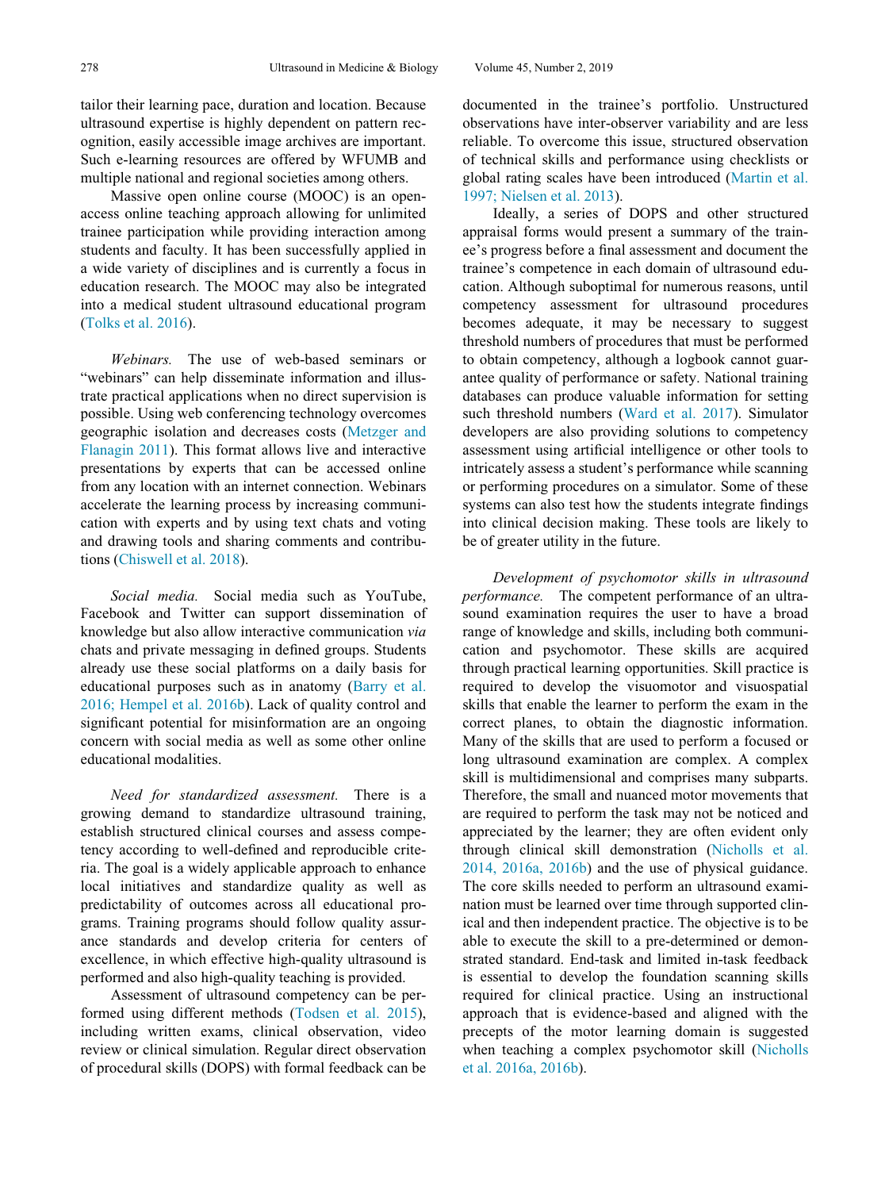tailor their learning pace, duration and location. Because ultrasound expertise is highly dependent on pattern recognition, easily accessible image archives are important. Such e-learning resources are offered by WFUMB and multiple national and regional societies among others.

Massive open online course (MOOC) is an open-access online teaching approach allowing for unlimited trainee participation while providing interaction among students and faculty. It has been successfully applied in a wide variety of disciplines and is currently a focus in education research. The MOOC may also be integrated into a medical student ultrasound educational program (Tolks et al. 2016).

*Webinars.* The use of web-based seminars or "webinars" can help disseminate information and illustrate practical applications when no direct supervision is possible. Using web conferencing technology overcomes geographic isolation and decreases costs (Metzger and Flanagin 2011). This format allows live and interactive presentations by experts that can be accessed online from any location with an internet connection. Webinars accelerate the learning process by increasing communication with experts and by using text chats and voting and drawing tools and sharing comments and contributions (Chiswell et al. 2018).

*Social media.* Social media such as YouTube, Facebook and Twitter can support dissemination of knowledge but also allow interactive communication *via* chats and private messaging in defined groups. Students already use these social platforms on a daily basis for educational purposes such as in anatomy (Barry et al. 2016; Hempel et al. 2016b). Lack of quality control and significant potential for misinformation are an ongoing concern with social media as well as some other online educational modalities.

*Need for standardized assessment.* There is a growing demand to standardize ultrasound training, establish structured clinical courses and assess competency according to well-defined and reproducible criteria. The goal is a widely applicable approach to enhance local initiatives and standardize quality as well as predictability of outcomes across all educational programs. Training programs should follow quality assurance standards and develop criteria for centers of excellence, in which effective high-quality ultrasound is performed and also high-quality teaching is provided.

Assessment of ultrasound competency can be performed using different methods (Todsen et al. 2015), including written exams, clinical observation, video review or clinical simulation. Regular direct observation of procedural skills (DOPS) with formal feedback can be documented in the trainee's portfolio. Unstructured observations have inter-observer variability and are less reliable. To overcome this issue, structured observation of technical skills and performance using checklists or global rating scales have been introduced (Martin et al. 1997; Nielsen et al. 2013).

Ideally, a series of DOPS and other structured appraisal forms would present a summary of the trainee's progress before a final assessment and document the trainee's competence in each domain of ultrasound education. Although suboptimal for numerous reasons, until competency assessment for ultrasound procedures becomes adequate, it may be necessary to suggest threshold numbers of procedures that must be performed to obtain competency, although a logbook cannot guarantee quality of performance or safety. National training databases can produce valuable information for setting such threshold numbers (Ward et al. 2017). Simulator developers are also providing solutions to competency assessment using artificial intelligence or other tools to intricately assess a student's performance while scanning or performing procedures on a simulator. Some of these systems can also test how the students integrate findings into clinical decision making. These tools are likely to be of greater utility in the future.

*Development of psychomotor skills in ultrasound performance.* The competent performance of an ultrasound examination requires the user to have a broad range of knowledge and skills, including both communication and psychomotor. These skills are acquired through practical learning opportunities. Skill practice is required to develop the visuomotor and visuospatial skills that enable the learner to perform the exam in the correct planes, to obtain the diagnostic information. Many of the skills that are used to perform a focused or long ultrasound examination are complex. A complex skill is multidimensional and comprises many subparts. Therefore, the small and nuanced motor movements that are required to perform the task may not be noticed and appreciated by the learner; they are often evident only through clinical skill demonstration (Nicholls et al. 2014, 2016a, 2016b) and the use of physical guidance. The core skills needed to perform an ultrasound examination must be learned over time through supported clinical and then independent practice. The objective is to be able to execute the skill to a pre-determined or demonstrated standard. End-task and limited in-task feedback is essential to develop the foundation scanning skills required for clinical practice. Using an instructional approach that is evidence-based and aligned with the precepts of the motor learning domain is suggested when teaching a complex psychomotor skill (Nicholls et al. 2016a, 2016b).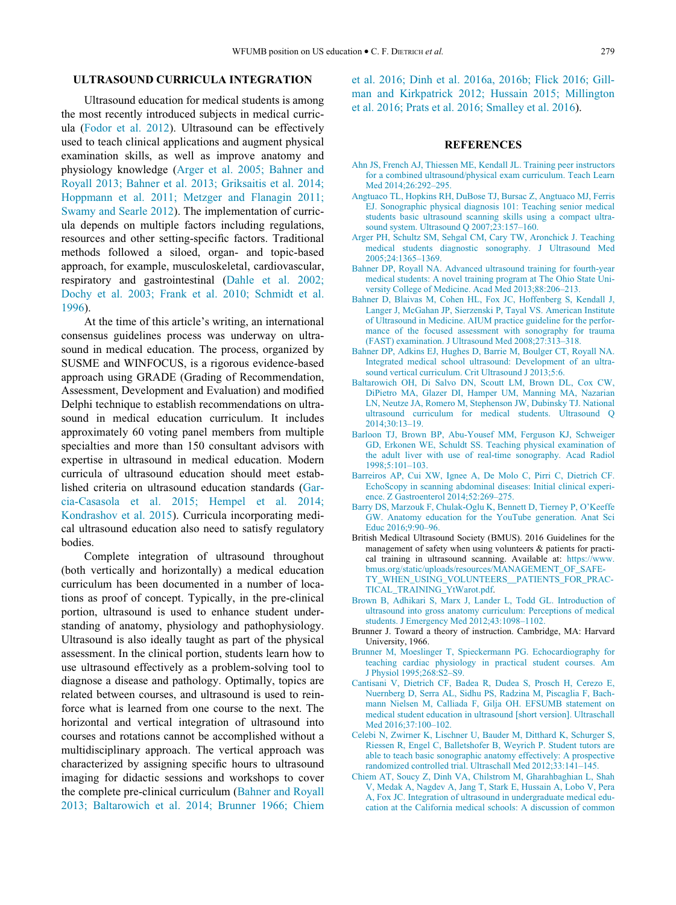## ULTRASOUND CURRICULA INTEGRATION

Ultrasound education for medical students is among the most recently introduced subjects in medical curricula (Fodor et al. 2012). Ultrasound can be effectively used to teach clinical applications and augment physical examination skills, as well as improve anatomy and physiology knowledge (Arger et al. 2005; Bahner and Royall 2013; Bahner et al. 2013; Griksaitis et al. 2014; Hoppmann et al. 2011; Metzger and Flanagin 2011; Swamy and Searle 2012). The implementation of curricula depends on multiple factors including regulations, resources and other setting-specific factors. Traditional methods followed a siloed, organ- and topic-based approach, for example, musculoskeletal, cardiovascular, respiratory and gastrointestinal (Dahle et al. 2002; Dochy et al. 2003; Frank et al. 2010; Schmidt et al. 1996).

At the time of this article's writing, an international consensus guidelines process was underway on ultrasound in medical education. The process, organized by SUSME and WINFOCUS, is a rigorous evidence-based approach using GRADE (Grading of Recommendation, Assessment, Development and Evaluation) and modified Delphi technique to establish recommendations on ultrasound in medical education curriculum. It includes approximately 60 voting panel members from multiple specialties and more than 150 consultant advisors with expertise in ultrasound in medical education. Modern curricula of ultrasound education should meet established criteria on ultrasound education standards (Garcia-Casasola et al. 2015; Hempel et al. 2014; Kondrashov et al. 2015). Curricula incorporating medical ultrasound education also need to satisfy regulatory bodies.

Complete integration of ultrasound throughout (both vertically and horizontally) a medical education curriculum has been documented in a number of locations as proof of concept. Typically, in the pre-clinical portion, ultrasound is used to enhance student understanding of anatomy, physiology and pathophysiology. Ultrasound is also ideally taught as part of the physical assessment. In the clinical portion, students learn how to use ultrasound effectively as a problem-solving tool to diagnose a disease and pathology. Optimally, topics are related between courses, and ultrasound is used to reinforce what is learned from one course to the next. The horizontal and vertical integration of ultrasound into courses and rotations cannot be accomplished without a multidisciplinary approach. The vertical approach was characterized by assigning specific hours to ultrasound imaging for didactic sessions and workshops to cover the complete pre-clinical curriculum (Bahner and Royall 2013; Baltarowich et al. 2014; Brunner 1966; Chiem et al. 2016; Dinh et al. 2016a, 2016b; Flick 2016; Gillman and Kirkpatrick 2012; Hussain 2015; Millington et al. 2016; Prats et al. 2016; Smalley et al. 2016).

## REFERENCES

Ahn JS, French AJ, Thiessen ME, Kendall JL. Training peer instructors for a combined ultrasound/physical exam curriculum. Teach Learn Med 2014;26:292–295.

Angtuaco TL, Hopkins RH, DuBose TJ, Bursac Z, Angtuaco MJ, Ferris EJ. Sonographic physical diagnosis 101: Teaching senior medical students basic ultrasound scanning skills using a compact ultrasound system. Ultrasound Q 2007;23:157–160.

Arger PH, Schultz SM, Sehgal CM, Cary TW, Aronchick J. Teaching medical students diagnostic sonography. J Ultrasound Med 2005;24:1365–1369.

Bahner DP, Royall NA. Advanced ultrasound training for fourth-year medical students: A novel training program at The Ohio State University College of Medicine. Acad Med 2013;88:206–213.

Bahner D, Blaivas M, Cohen HL, Fox JC, Hoffenberg S, Kendall J, Langer J, McGahan JP, Sierzenski P, Tayal VS. American Institute of Ultrasound in Medicine. AIUM practice guideline for the performance of the focused assessment with sonography for trauma (FAST) examination. J Ultrasound Med 2008;27:313–318.

Bahner DP, Adkins EJ, Hughes D, Barrie M, Boulger CT, Royall NA. Integrated medical school ultrasound: Development of an ultrasound vertical curriculum. Crit Ultrasound J 2013;5:6.

Baltarowich OH, Di Salvo DN, Scoutt LM, Brown DL, Cox CW, DiPietro MA, Glazer DI, Hamper UM, Manning MA, Nazarian LN, Neutze JA, Romero M, Stephenson JW, Dubinsky TJ. National ultrasound curriculum for medical students. Ultrasound Q 2014;30:13–19.

Barloon TJ, Brown BP, Abu-Yousef MM, Ferguson KJ, Schweiger GD, Erkonen WE, Schuldt SS. Teaching physical examination of the adult liver with use of real-time sonography. Acad Radiol 1998;5:101–103.

Barreiros AP, Cui XW, Ignee A, De Molo C, Pirri C, Dietrich CF. EchoScopy in scanning abdominal diseases: Initial clinical experience. Z Gastroenterol 2014;52:269–275.

Barry DS, Marzouk F, Chulak-Oglu K, Bennett D, Tierney P, O'Keeffe GW. Anatomy education for the YouTube generation. Anat Sci Educ 2016;9:90–96.

British Medical Ultrasound Society (BMUS). 2016 Guidelines for the management of safety when using volunteers & patients for practical training in ultrasound scanning. Available at: https://www.bmus.org/static/uploads/resources/MANAGEMENT_OF_SAFETY_WHEN_USING_VOLUNTEERS__PATIENTS_FOR_PRACTICAL_TRAINING_YtWarot.pdf.

Brown B, Adhikari S, Marx J, Lander L, Todd GL. Introduction of ultrasound into gross anatomy curriculum: Perceptions of medical students. J Emergency Med 2012;43:1098–1102.

Brunner J. Toward a theory of instruction. Cambridge, MA: Harvard University, 1966.

Brunner M, Moeslinger T, Spieckermann PG. Echocardiography for teaching cardiac physiology in practical student courses. Am J Physiol 1995;268:S2–S9.

Cantisani V, Dietrich CF, Badea R, Dudea S, Prosch H, Cerezo E, Nuernberg D, Serra AL, Sidhu PS, Radzina M, Piscaglia F, Bachmann Nielsen M, Calliada F, Gilja OH. EFSUMB statement on medical student education in ultrasound [short version]. Ultraschall Med 2016;37:100–102.

Celebi N, Zwirner K, Lischner U, Bauder M, Ditthard K, Schurger S, Riessen R, Engel C, Balletshofer B, Weyrich P. Student tutors are able to teach basic sonographic anatomy effectively: A prospective randomized controlled trial. Ultraschall Med 2012;33:141–145.

Chiem AT, Soucy Z, Dinh VA, Chilstrom M, Gharahbaghian L, Shah V, Medak A, Nagdev A, Jang T, Stark E, Hussain A, Lobo V, Pera A, Fox JC. Integration of ultrasound in undergraduate medical education at the California medical schools: A discussion of common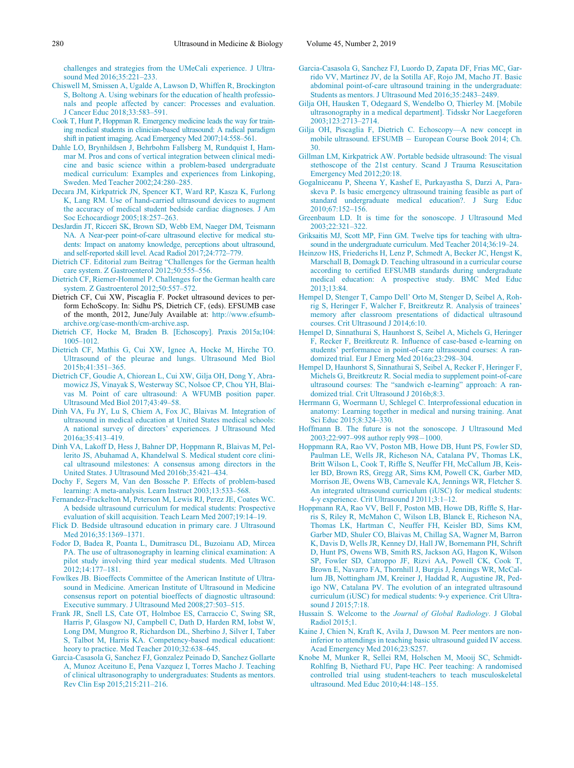challenges and strategies from the UMeCali experience. J Ultrasound Med 2016;35:221–233.

Chiswell M, Smissen A, Ugalde A, Lawson D, Whiffen R, Brockington S, Boltong A. Using webinars for the education of health professionals and people affected by cancer: Processes and evaluation. J Cancer Educ 2018;33:583–591.

Cook T, Hunt P, Hoppman R. Emergency medicine leads the way for training medical students in clinician-based ultrasound: A radical paradigm shift in patient imaging. Acad Emergency Med 2007;14:558–561.

Dahle LO, Brynhildsen J, Behrbohm Fallsberg M, Rundquist I, Hammar M. Pros and cons of vertical integration between clinical medicine and basic science within a problem-based undergraduate medical curriculum: Examples and experiences from Linkoping, Sweden. Med Teacher 2002;24:280–285.

Decara JM, Kirkpatrick JN, Spencer KT, Ward RP, Kasza K, Furlong K, Lang RM. Use of hand-carried ultrasound devices to augment the accuracy of medical student bedside cardiac diagnoses. J Am Soc Echocardiogr 2005;18:257–263.

DesJardin JT, Ricceri SK, Brown SD, Webb EM, Naeger DM, Teismann NA. A Near-peer point-of-care ultrasound elective for medical students: Impact on anatomy knowledge, perceptions about ultrasound, and self-reported skill level. Acad Radiol 2017;24:772–779.

Dietrich CF. Editorial zum Beitrag "Challenges for the German health care system. Z Gastroenterol 2012;50:555–556.

Dietrich CF, Riemer-Hommel P. Challenges for the German health care system. Z Gastroenterol 2012;50:557–572.

Dietrich CF, Cui XW, Piscaglia F. Pocket ultrasound devices to perform EchoScopy. In: Sidhu PS, Dietrich CF, (eds). EFSUMB case of the month, 2012, June/July Available at: http://www.efsumb-archive.org/case-month/cm-archive.asp.

Dietrich CF, Hocke M, Braden B. [Echoscopy]. Praxis 2015a;104:1005–1012.

Dietrich CF, Mathis G, Cui XW, Ignee A, Hocke M, Hirche TO. Ultrasound of the pleurae and lungs. Ultrasound Med Biol 2015b;41:351–365.

Dietrich CF, Goudie A, Chiorean L, Cui XW, Gilja OH, Dong Y, Abramowicz JS, Vinayak S, Westerway SC, Nolsoe CP, Chou YH, Blaivas M. Point of care ultrasound: A WFUMB position paper. Ultrasound Med Biol 2017;43:49–58.

Dinh VA, Fu JY, Lu S, Chiem A, Fox JC, Blaivas M. Integration of ultrasound in medical education at United States medical schools: A national survey of directors' experiences. J Ultrasound Med 2016a;35:413–419.

Dinh VA, Lakoff D, Hess J, Bahner DP, Hoppmann R, Blaivas M, Pellerito JS, Abuhamad A, Khandelwal S. Medical student core clinical ultrasound milestones: A consensus among directors in the United States. J Ultrasound Med 2016b;35:421–434.

Dochy F, Segers M, Van den Bossche P. Effects of problem-based learning: A meta-analysis. Learn Instruct 2003;13:533–568.

Fernandez-Frackelton M, Peterson M, Lewis RJ, Perez JE, Coates WC. A bedside ultrasound curriculum for medical students: Prospective evaluation of skill acquisition. Teach Learn Med 2007;19:14–19.

Flick D. Bedside ultrasound education in primary care. J Ultrasound Med 2016;35:1369–1371.

Fodor D, Badea R, Poanta L, Dumitrascu DL, Buzoianu AD, Mircea PA. The use of ultrasonography in learning clinical examination: A pilot study involving third year medical students. Med Ultrason 2012;14:177–181.

Fowlkes JB. Bioeffects Committee of the American Institute of Ultrasound in Medicine. American Institute of Ultrasound in Medicine consensus report on potential bioeffects of diagnostic ultrasound: Executive summary. J Ultrasound Med 2008;27:503–515.

Frank JR, Snell LS, Cate OT, Holmboe ES, Carraccio C, Swing SR, Harris P, Glasgow NJ, Campbell C, Dath D, Harden RM, Iobst W, Long DM, Mungroo R, Richardson DL, Sherbino J, Silver I, Taber S, Talbot M, Harris KA. Competency-based medical education: heory to practice. Med Teacher 2010;32:638–645.

Garcia-Casasola G, Sanchez FJ, Gonzalez Peinado D, Sanchez Gollarte A, Munoz Aceituno E, Pena Vazquez I, Torres Macho J. Teaching of clinical ultrasonography to undergraduates: Students as mentors. Rev Clin Esp 2015;215:211–216.

Garcia-Casasola G, Sanchez FJ, Luordo D, Zapata DF, Frias MC, Garrido VV, Martinez JV, de la Sotilla AF, Rojo JM, Macho JT. Basic abdominal point-of-care ultrasound training in the undergraduate: Students as mentors. J Ultrasound Med 2016;35:2483–2489.

Gilja OH, Hausken T, Odegaard S, Wendelbo O, Thierley M. [Mobile ultrasonography in a medical department]. Tidsskr Nor Laegeforen 2003;123:2713–2714.

Gilja OH, Piscaglia F, Dietrich C. Echoscopy—A new concept in mobile ultrasound. EFSUMB – European Course Book 2014; Ch. 30.

Gillman LM, Kirkpatrick AW. Portable bedside ultrasound: The visual stethoscope of the 21st century. Scand J Trauma Resuscitation Emergency Med 2012;20:18.

Gogalniceanu P, Sheena Y, Kashef E, Purkayastha S, Darzi A, Paraskeva P. Is basic emergency ultrasound training feasible as part of standard undergraduate medical education?. J Surg Educ 2010;67:152–156.

Greenbaum LD. It is time for the sonoscope. J Ultrasound Med 2003;22:321–322.

Griksaitis MJ, Scott MP, Finn GM. Twelve tips for teaching with ultrasound in the undergraduate curriculum. Med Teacher 2014;36:19–24.

Heinzow HS, Friederichs H, Lenz P, Schmedt A, Becker JC, Hengst K, Marschall B, Domagk D. Teaching ultrasound in a curricular course according to certified EFSUMB standards during undergraduate medical education: A prospective study. BMC Med Educ 2013;13:84.

Hempel D, Stenger T, Campo Dell' Orto M, Stenger D, Seibel A, Rohrig S, Heringer F, Walcher F, Breitkreutz R. Analysis of trainees' memory after classroom presentations of didactical ultrasound courses. Crit Ultrasound J 2014;6:10.

Hempel D, Sinnathurai S, Haunhorst S, Seibel A, Michels G, Heringer F, Recker F, Breitkreutz R. Influence of case-based e-learning on students' performance in point-of-care ultrasound courses: A randomized trial. Eur J Emerg Med 2016a;23:298–304.

Hempel D, Haunhorst S, Sinnathurai S, Seibel A, Recker F, Heringer F, Michels G, Breitkreutz R. Social media to supplement point-of-care ultrasound courses: The "sandwich e-learning" approach: A randomized trial. Crit Ultrasound J 2016b;8:3.

Herrmann G, Woermann U, Schlegel C. Interprofessional education in anatomy: Learning together in medical and nursing training. Anat Sci Educ 2015;8:324–330.

Hoffmann B. The future is not the sonoscope. J Ultrasound Med 2003;22:997–998 author reply 998−1000.

Hoppmann RA, Rao VV, Poston MB, Howe DB, Hunt PS, Fowler SD, Paulman LE, Wells JR, Richeson NA, Catalana PV, Thomas LK, Britt Wilson L, Cook T, Riffle S, Neuffer FH, McCallum JB, Keisler BD, Brown RS, Gregg AR, Sims KM, Powell CK, Garber MD, Morrison JE, Owens WB, Carnevale KA, Jennings WR, Fletcher S. An integrated ultrasound curriculum (iUSC) for medical students: 4-y experience. Crit Ultrasound J 2011;3:1–12.

Hoppmann RA, Rao VV, Bell F, Poston MB, Howe DB, Riffle S, Harris S, Riley R, McMahon C, Wilson LB, Blanck E, Richeson NA, Thomas LK, Hartman C, Neuffer FH, Keisler BD, Sims KM, Garber MD, Shuler CO, Blaivas M, Chillag SA, Wagner M, Barron K, Davis D, Wells JR, Kenney DJ, Hall JW, Bornemann PH, Schrift D, Hunt PS, Owens WB, Smith RS, Jackson AG, Hagon K, Wilson SP, Fowler SD, Catroppo JF, Rizvi AA, Powell CK, Cook T, Brown E, Navarro FA, Thornhill J, Burgis J, Jennings WR, McCallum JB, Nottingham JM, Kreiner J, Haddad R, Augustine JR, Pedigo NW, Catalana PV. The evolution of an integrated ultrasound curriculum (iUSC) for medical students: 9-y experience. Crit Ultrasound J 2015;7:18.

Hussain S. Welcome to the *Journal of Global Radiology*. J Global Radiol 2015;1.

Kaine J, Chien N, Kraft K, Avila J, Dawson M. Peer mentors are noninferior to attendings in teaching basic ultrasound guided IV access. Acad Emergency Med 2016;23:S257.

Knobe M, Munker R, Sellei RM, Holschen M, Mooij SC, Schmidt-Rohlfing B, Niethard FU, Pape HC. Peer teaching: A randomised controlled trial using student-teachers to teach musculoskeletal ultrasound. Med Educ 2010;44:148–155.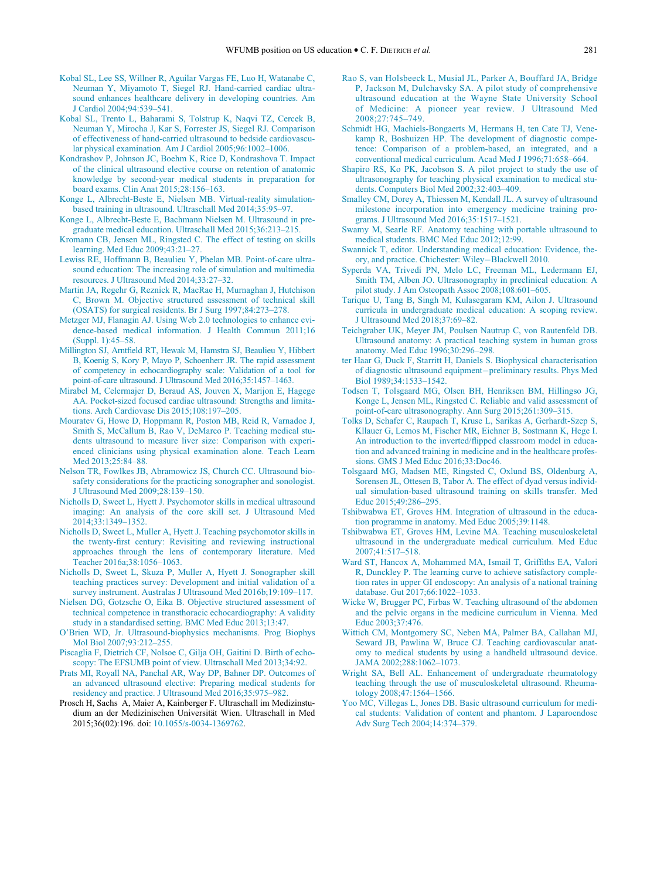Kobal SL, Lee SS, Willner R, Aguilar Vargas FE, Luo H, Watanabe C, Neuman Y, Miyamoto T, Siegel RJ. Hand-carried cardiac ultrasound enhances healthcare delivery in developing countries. Am J Cardiol 2004;94:539–541.

Kobal SL, Trento L, Baharami S, Tolstrup K, Naqvi TZ, Cercek B, Neuman Y, Mirocha J, Kar S, Forrester JS, Siegel RJ. Comparison of effectiveness of hand-carried ultrasound to bedside cardiovascular physical examination. Am J Cardiol 2005;96:1002–1006.

Kondrashov P, Johnson JC, Boehm K, Rice D, Kondrashova T. Impact of the clinical ultrasound elective course on retention of anatomic knowledge by second-year medical students in preparation for board exams. Clin Anat 2015;28:156–163.

Konge L, Albrecht-Beste E, Nielsen MB. Virtual-reality simulation-based training in ultrasound. Ultraschall Med 2014;35:95–97.

Konge L, Albrecht-Beste E, Bachmann Nielsen M. Ultrasound in pre-graduate medical education. Ultraschall Med 2015;36:213–215.

Kromann CB, Jensen ML, Ringsted C. The effect of testing on skills learning. Med Educ 2009;43:21–27.

Lewiss RE, Hoffmann B, Beaulieu Y, Phelan MB. Point-of-care ultrasound education: The increasing role of simulation and multimedia resources. J Ultrasound Med 2014;33:27–32.

Martin JA, Regehr G, Reznick R, MacRae H, Murnaghan J, Hutchison C, Brown M. Objective structured assessment of technical skill (OSATS) for surgical residents. Br J Surg 1997;84:273–278.

Metzger MJ, Flanagin AJ. Using Web 2.0 technologies to enhance evidence-based medical information. J Health Commun 2011;16 (Suppl. 1):45–58.

Millington SJ, Arntfield RT, Hewak M, Hamstra SJ, Beaulieu Y, Hibbert B, Koenig S, Kory P, Mayo P, Schoenherr JR. The rapid assessment of competency in echocardiography scale: Validation of a tool for point-of-care ultrasound. J Ultrasound Med 2016;35:1457–1463.

Mirabel M, Celermajer D, Beraud AS, Jouven X, Marijon E, Hagege AA. Pocket-sized focused cardiac ultrasound: Strengths and limitations. Arch Cardiovasc Dis 2015;108:197–205.

Mouratev G, Howe D, Hoppmann R, Poston MB, Reid R, Varnadoe J, Smith S, McCallum B, Rao V, DeMarco P. Teaching medical students ultrasound to measure liver size: Comparison with experienced clinicians using physical examination alone. Teach Learn Med 2013;25:84–88.

Nelson TR, Fowlkes JB, Abramowicz JS, Church CC. Ultrasound biosafety considerations for the practicing sonographer and sonologist. J Ultrasound Med 2009;28:139–150.

Nicholls D, Sweet L, Hyett J. Psychomotor skills in medical ultrasound imaging: An analysis of the core skill set. J Ultrasound Med 2014;33:1349–1352.

Nicholls D, Sweet L, Muller A, Hyett J. Teaching psychomotor skills in the twenty-first century: Revisiting and reviewing instructional approaches through the lens of contemporary literature. Med Teacher 2016a;38:1056–1063.

Nicholls D, Sweet L, Skuza P, Muller A, Hyett J. Sonographer skill teaching practices survey: Development and initial validation of a survey instrument. Australas J Ultrasound Med 2016b;19:109–117.

Nielsen DG, Gotzsche O, Eika B. Objective structured assessment of technical competence in transthoracic echocardiography: A validity study in a standardised setting. BMC Med Educ 2013;13:47.

O'Brien WD, Jr. Ultrasound-biophysics mechanisms. Prog Biophys Mol Biol 2007;93:212–255.

Piscaglia F, Dietrich CF, Nolsoe C, Gilja OH, Gaitini D. Birth of echoscopy: The EFSUMB point of view. Ultraschall Med 2013;34:92.

Prats MI, Royall NA, Panchal AR, Way DP, Bahner DP. Outcomes of an advanced ultrasound elective: Preparing medical students for residency and practice. J Ultrasound Med 2016;35:975–982.

Prosch H, Sachs A, Maier A, Kainberger F. Ultraschall im Medizinstudium an der Medizinischen Universität Wien. Ultraschall in Med 2015;36(02):196. doi: 10.1055/s-0034-1369762.

Rao S, van Holsbeeck L, Musial JL, Parker A, Bouffard JA, Bridge P, Jackson M, Dulchavsky SA. A pilot study of comprehensive ultrasound education at the Wayne State University School of Medicine: A pioneer year review. J Ultrasound Med 2008;27:745–749.

Schmidt HG, Machiels-Bongaerts M, Hermans H, ten Cate TJ, Venekamp R, Boshuizen HP. The development of diagnostic competence: Comparison of a problem-based, an integrated, and a conventional medical curriculum. Acad Med J 1996;71:658–664.

Shapiro RS, Ko PK, Jacobson S. A pilot project to study the use of ultrasonography for teaching physical examination to medical students. Computers Biol Med 2002;32:403–409.

Smalley CM, Dorey A, Thiessen M, Kendall JL. A survey of ultrasound milestone incorporation into emergency medicine training programs. J Ultrasound Med 2016;35:1517–1521.

Swamy M, Searle RF. Anatomy teaching with portable ultrasound to medical students. BMC Med Educ 2012;12:99.

Swannick T, editor. Understanding medical education: Evidence, theory, and practice. Chichester: Wiley−Blackwell 2010.

Syperda VA, Trivedi PN, Melo LC, Freeman ML, Ledermann EJ, Smith TM, Alben JO. Ultrasonography in preclinical education: A pilot study. J Am Osteopath Assoc 2008;108:601–605.

Tarique U, Tang B, Singh M, Kulasegaram KM, Ailon J. Ultrasound curricula in undergraduate medical education: A scoping review. J Ultrasound Med 2018;37:69–82.

Teichgraber UK, Meyer JM, Poulsen Nautrup C, von Rautenfeld DB. Ultrasound anatomy: A practical teaching system in human gross anatomy. Med Educ 1996;30:296–298.

ter Haar G, Duck F, Starritt H, Daniels S. Biophysical characterisation of diagnostic ultrasound equipment−preliminary results. Phys Med Biol 1989;34:1533–1542.

Todsen T, Tolsgaard MG, Olsen BH, Henriksen BM, Hillingso JG, Konge L, Jensen ML, Ringsted C. Reliable and valid assessment of point-of-care ultrasonography. Ann Surg 2015;261:309–315.

Tolks D, Schafer C, Raupach T, Kruse L, Sarikas A, Gerhardt-Szep S, Kllauer G, Lemos M, Fischer MR, Eichner B, Sostmann K, Hege I. An introduction to the inverted/flipped classroom model in education and advanced training in medicine and in the healthcare professions. GMS J Med Educ 2016;33:Doc46.

Tolsgaard MG, Madsen ME, Ringsted C, Oxlund BS, Oldenburg A, Sorensen JL, Ottesen B, Tabor A. The effect of dyad versus individual simulation-based ultrasound training on skills transfer. Med Educ 2015;49:286–295.

Tshibwabwa ET, Groves HM. Integration of ultrasound in the education programme in anatomy. Med Educ 2005;39:1148.

Tshibwabwa ET, Groves HM, Levine MA. Teaching musculoskeletal ultrasound in the undergraduate medical curriculum. Med Educ 2007;41:517–518.

Ward ST, Hancox A, Mohammed MA, Ismail T, Griffiths EA, Valori R, Dunckley P. The learning curve to achieve satisfactory completion rates in upper GI endoscopy: An analysis of a national training database. Gut 2017;66:1022–1033.

Wicke W, Brugger PC, Firbas W. Teaching ultrasound of the abdomen and the pelvic organs in the medicine curriculum in Vienna. Med Educ 2003;37:476.

Wittich CM, Montgomery SC, Neben MA, Palmer BA, Callahan MJ, Seward JB, Pawlina W, Bruce CJ. Teaching cardiovascular anatomy to medical students by using a handheld ultrasound device. JAMA 2002;288:1062–1073.

Wright SA, Bell AL. Enhancement of undergraduate rheumatology teaching through the use of musculoskeletal ultrasound. Rheumatology 2008;47:1564–1566.

Yoo MC, Villegas L, Jones DB. Basic ultrasound curriculum for medical students: Validation of content and phantom. J Laparoendosc Adv Surg Tech 2004;14:374–379.